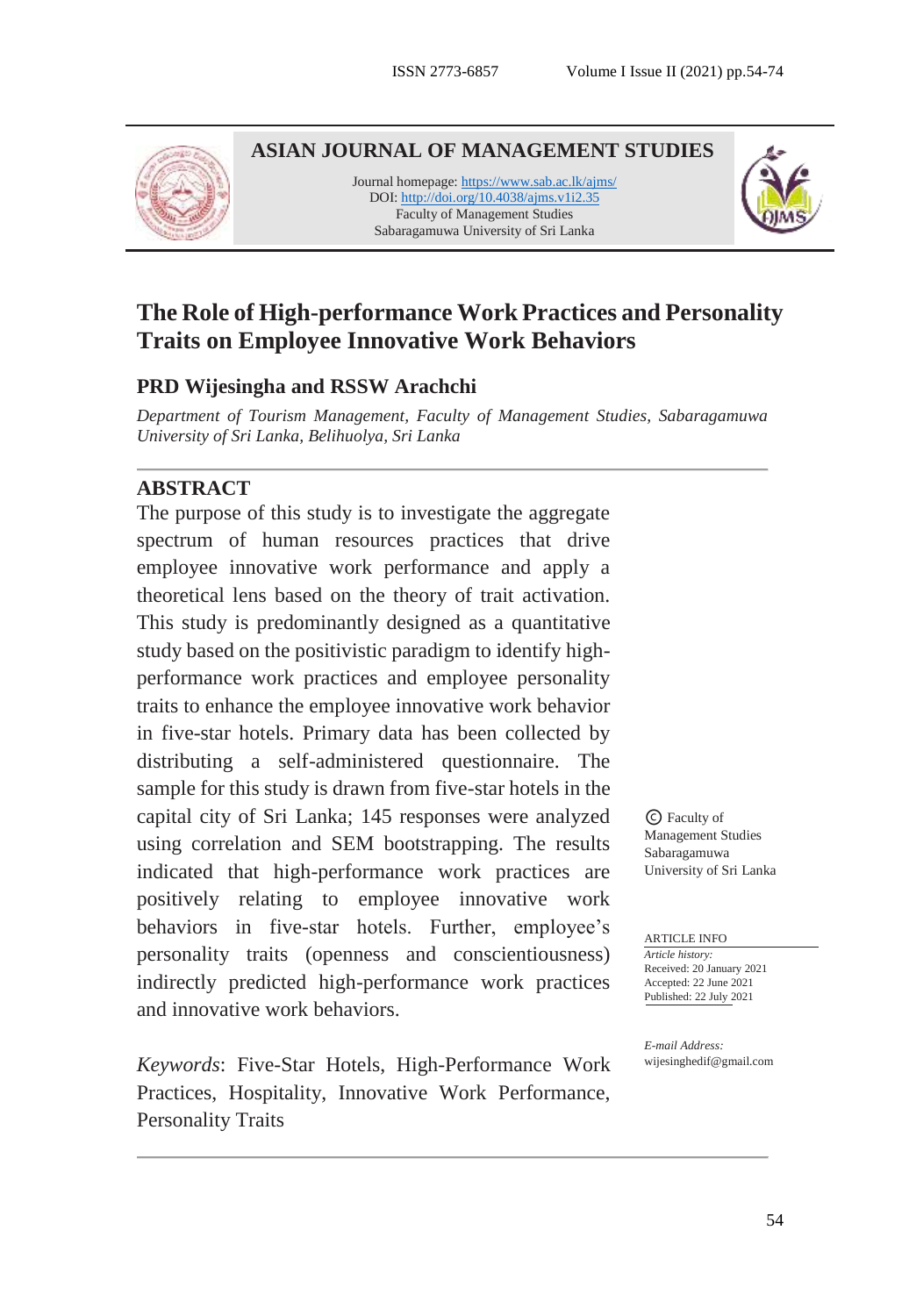**ASIAN JOURNAL OF MANAGEMENT STUDIES**

Journal homepage: https://www.sab.ac.lk/ajms/
DOI: http://doi.org/10.4038/ajms.v1i2.35
Faculty of Management Studies
Sabaragamuwa University of Sri Lanka

# The Role of High-performance Work Practices and Personality Traits on Employee Innovative Work Behaviors

**PRD Wijesingha and RSSW Arachchi**

*Department of Tourism Management, Faculty of Management Studies, Sabaragamuwa University of Sri Lanka, Belihuolya, Sri Lanka*

## ABSTRACT

The purpose of this study is to investigate the aggregate spectrum of human resources practices that drive employee innovative work performance and apply a theoretical lens based on the theory of trait activation. This study is predominantly designed as a quantitative study based on the positivistic paradigm to identify high-performance work practices and employee personality traits to enhance the employee innovative work behavior in five-star hotels. Primary data has been collected by distributing a self-administered questionnaire. The sample for this study is drawn from five-star hotels in the capital city of Sri Lanka; 145 responses were analyzed using correlation and SEM bootstrapping. The results indicated that high-performance work practices are positively relating to employee innovative work behaviors in five-star hotels. Further, employee's personality traits (openness and conscientiousness) indirectly predicted high-performance work practices and innovative work behaviors.

*Keywords*: Five-Star Hotels, High-Performance Work Practices, Hospitality, Innovative Work Performance, Personality Traits

© Faculty of Management Studies Sabaragamuwa University of Sri Lanka

ARTICLE INFO

*Article history:*
Received: 20 January 2021
Accepted: 22 June 2021
Published: 22 July 2021

*E-mail Address:*
wijesinghedif@gmail.com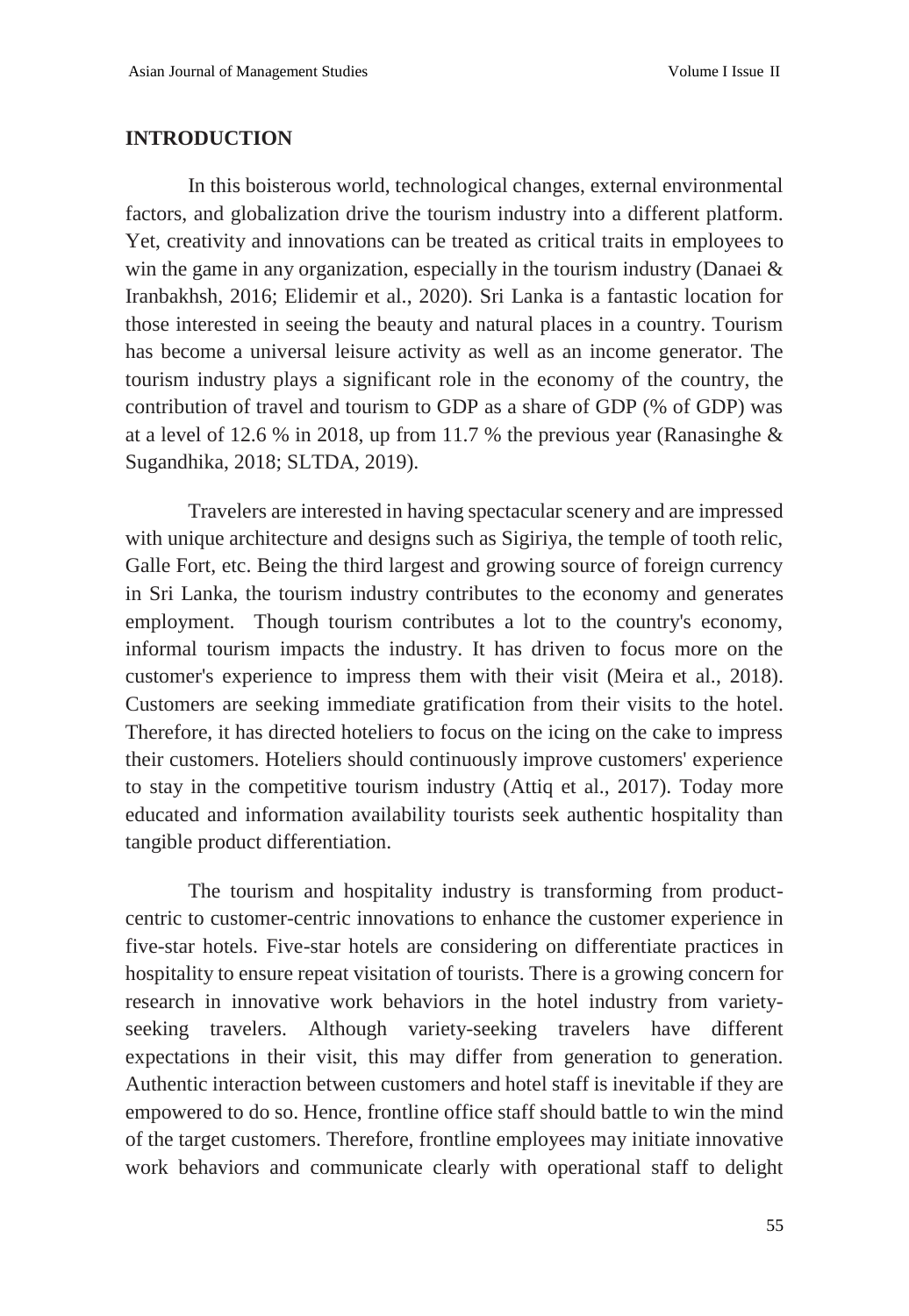## INTRODUCTION

In this boisterous world, technological changes, external environmental factors, and globalization drive the tourism industry into a different platform. Yet, creativity and innovations can be treated as critical traits in employees to win the game in any organization, especially in the tourism industry (Danaei & Iranbakhsh, 2016; Elidemir et al., 2020). Sri Lanka is a fantastic location for those interested in seeing the beauty and natural places in a country. Tourism has become a universal leisure activity as well as an income generator. The tourism industry plays a significant role in the economy of the country, the contribution of travel and tourism to GDP as a share of GDP (% of GDP) was at a level of 12.6 % in 2018, up from 11.7 % the previous year (Ranasinghe & Sugandhika, 2018; SLTDA, 2019).

Travelers are interested in having spectacular scenery and are impressed with unique architecture and designs such as Sigiriya, the temple of tooth relic, Galle Fort, etc. Being the third largest and growing source of foreign currency in Sri Lanka, the tourism industry contributes to the economy and generates employment. Though tourism contributes a lot to the country's economy, informal tourism impacts the industry. It has driven to focus more on the customer's experience to impress them with their visit (Meira et al., 2018). Customers are seeking immediate gratification from their visits to the hotel. Therefore, it has directed hoteliers to focus on the icing on the cake to impress their customers. Hoteliers should continuously improve customers' experience to stay in the competitive tourism industry (Attiq et al., 2017). Today more educated and information availability tourists seek authentic hospitality than tangible product differentiation.

The tourism and hospitality industry is transforming from product-centric to customer-centric innovations to enhance the customer experience in five-star hotels. Five-star hotels are considering on differentiate practices in hospitality to ensure repeat visitation of tourists. There is a growing concern for research in innovative work behaviors in the hotel industry from variety-seeking travelers. Although variety-seeking travelers have different expectations in their visit, this may differ from generation to generation. Authentic interaction between customers and hotel staff is inevitable if they are empowered to do so. Hence, frontline office staff should battle to win the mind of the target customers. Therefore, frontline employees may initiate innovative work behaviors and communicate clearly with operational staff to delight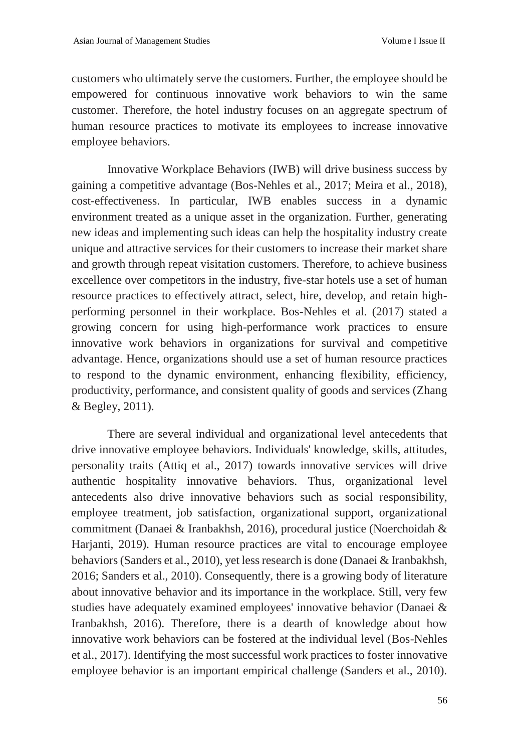customers who ultimately serve the customers. Further, the employee should be empowered for continuous innovative work behaviors to win the same customer. Therefore, the hotel industry focuses on an aggregate spectrum of human resource practices to motivate its employees to increase innovative employee behaviors.

Innovative Workplace Behaviors (IWB) will drive business success by gaining a competitive advantage (Bos-Nehles et al., 2017; Meira et al., 2018), cost-effectiveness. In particular, IWB enables success in a dynamic environment treated as a unique asset in the organization. Further, generating new ideas and implementing such ideas can help the hospitality industry create unique and attractive services for their customers to increase their market share and growth through repeat visitation customers. Therefore, to achieve business excellence over competitors in the industry, five-star hotels use a set of human resource practices to effectively attract, select, hire, develop, and retain high-performing personnel in their workplace. Bos-Nehles et al. (2017) stated a growing concern for using high-performance work practices to ensure innovative work behaviors in organizations for survival and competitive advantage. Hence, organizations should use a set of human resource practices to respond to the dynamic environment, enhancing flexibility, efficiency, productivity, performance, and consistent quality of goods and services (Zhang & Begley, 2011).

There are several individual and organizational level antecedents that drive innovative employee behaviors. Individuals' knowledge, skills, attitudes, personality traits (Attiq et al., 2017) towards innovative services will drive authentic hospitality innovative behaviors. Thus, organizational level antecedents also drive innovative behaviors such as social responsibility, employee treatment, job satisfaction, organizational support, organizational commitment (Danaei & Iranbakhsh, 2016), procedural justice (Noerchoidah & Harjanti, 2019). Human resource practices are vital to encourage employee behaviors (Sanders et al., 2010), yet less research is done (Danaei & Iranbakhsh, 2016; Sanders et al., 2010). Consequently, there is a growing body of literature about innovative behavior and its importance in the workplace. Still, very few studies have adequately examined employees' innovative behavior (Danaei & Iranbakhsh, 2016). Therefore, there is a dearth of knowledge about how innovative work behaviors can be fostered at the individual level (Bos-Nehles et al., 2017). Identifying the most successful work practices to foster innovative employee behavior is an important empirical challenge (Sanders et al., 2010).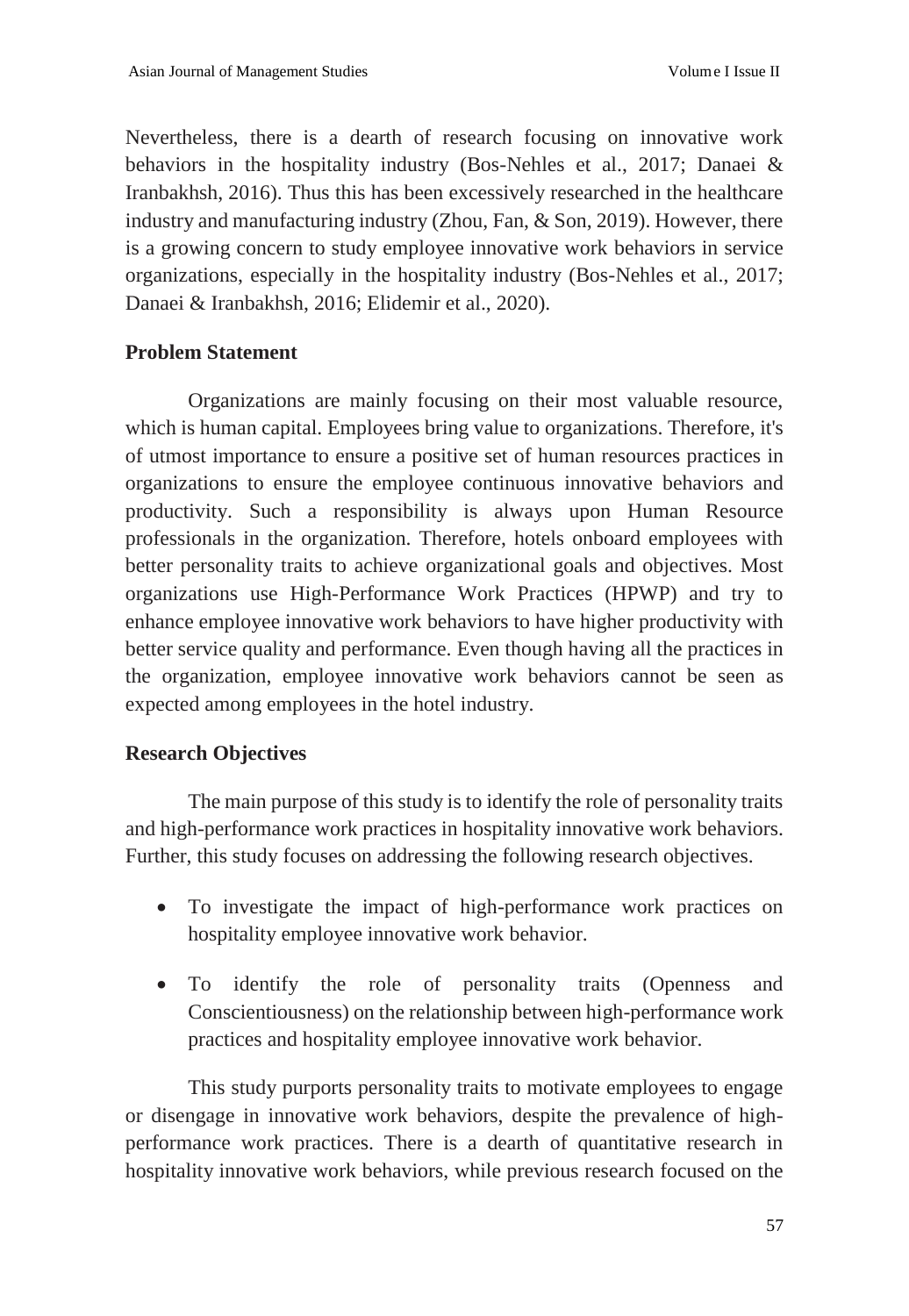Nevertheless, there is a dearth of research focusing on innovative work behaviors in the hospitality industry (Bos-Nehles et al., 2017; Danaei & Iranbakhsh, 2016). Thus this has been excessively researched in the healthcare industry and manufacturing industry (Zhou, Fan, & Son, 2019). However, there is a growing concern to study employee innovative work behaviors in service organizations, especially in the hospitality industry (Bos-Nehles et al., 2017; Danaei & Iranbakhsh, 2016; Elidemir et al., 2020).

### Problem Statement

Organizations are mainly focusing on their most valuable resource, which is human capital. Employees bring value to organizations. Therefore, it's of utmost importance to ensure a positive set of human resources practices in organizations to ensure the employee continuous innovative behaviors and productivity. Such a responsibility is always upon Human Resource professionals in the organization. Therefore, hotels onboard employees with better personality traits to achieve organizational goals and objectives. Most organizations use High-Performance Work Practices (HPWP) and try to enhance employee innovative work behaviors to have higher productivity with better service quality and performance. Even though having all the practices in the organization, employee innovative work behaviors cannot be seen as expected among employees in the hotel industry.

### Research Objectives

The main purpose of this study is to identify the role of personality traits and high-performance work practices in hospitality innovative work behaviors. Further, this study focuses on addressing the following research objectives.

- To investigate the impact of high-performance work practices on hospitality employee innovative work behavior.
- To identify the role of personality traits (Openness and Conscientiousness) on the relationship between high-performance work practices and hospitality employee innovative work behavior.

This study purports personality traits to motivate employees to engage or disengage in innovative work behaviors, despite the prevalence of high-performance work practices. There is a dearth of quantitative research in hospitality innovative work behaviors, while previous research focused on the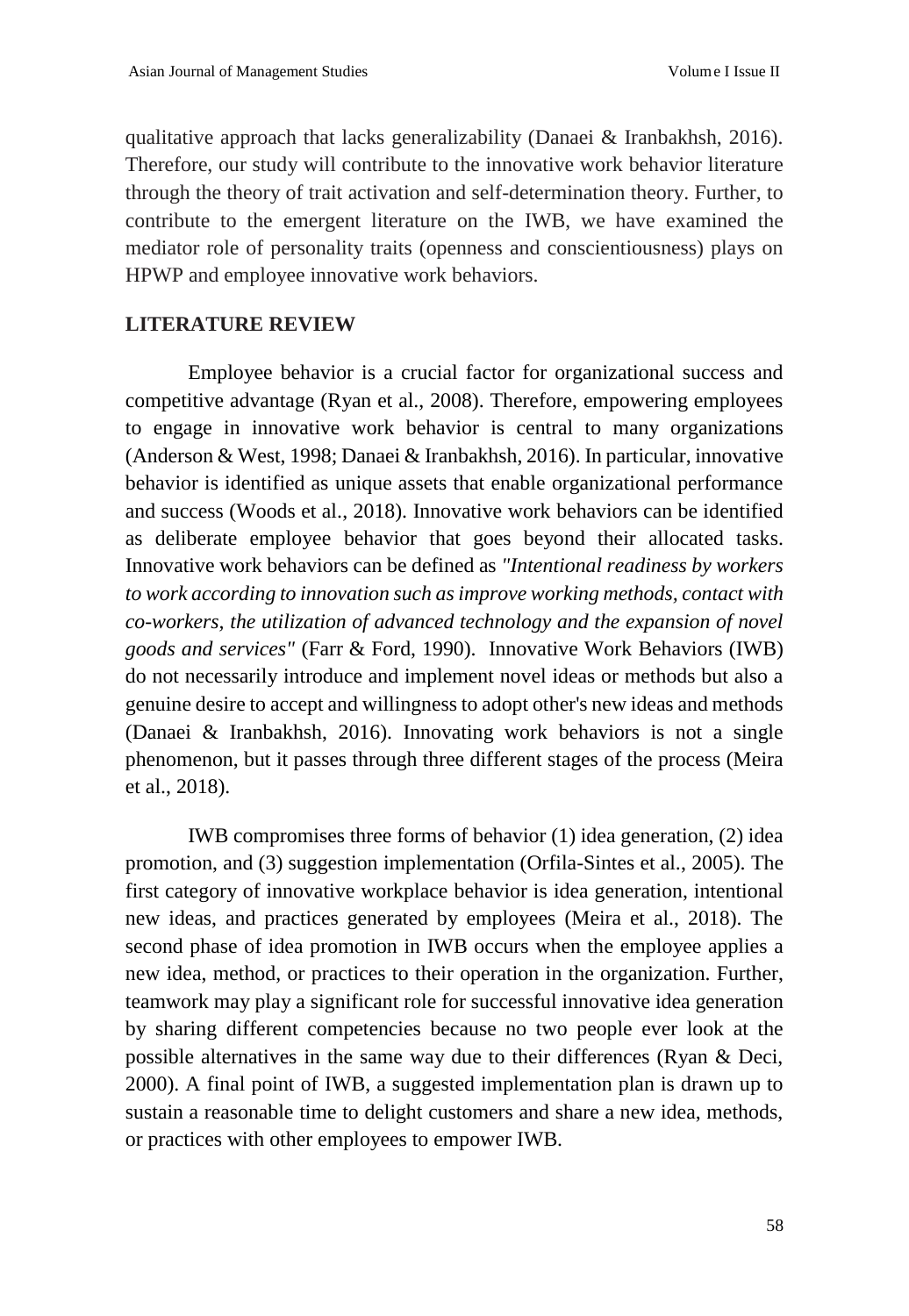qualitative approach that lacks generalizability (Danaei & Iranbakhsh, 2016). Therefore, our study will contribute to the innovative work behavior literature through the theory of trait activation and self-determination theory. Further, to contribute to the emergent literature on the IWB, we have examined the mediator role of personality traits (openness and conscientiousness) plays on HPWP and employee innovative work behaviors.

## LITERATURE REVIEW

Employee behavior is a crucial factor for organizational success and competitive advantage (Ryan et al., 2008). Therefore, empowering employees to engage in innovative work behavior is central to many organizations (Anderson & West, 1998; Danaei & Iranbakhsh, 2016). In particular, innovative behavior is identified as unique assets that enable organizational performance and success (Woods et al., 2018). Innovative work behaviors can be identified as deliberate employee behavior that goes beyond their allocated tasks. Innovative work behaviors can be defined as *"Intentional readiness by workers to work according to innovation such as improve working methods, contact with co-workers, the utilization of advanced technology and the expansion of novel goods and services"* (Farr & Ford, 1990). Innovative Work Behaviors (IWB) do not necessarily introduce and implement novel ideas or methods but also a genuine desire to accept and willingness to adopt other's new ideas and methods (Danaei & Iranbakhsh, 2016). Innovating work behaviors is not a single phenomenon, but it passes through three different stages of the process (Meira et al., 2018).

IWB compromises three forms of behavior (1) idea generation, (2) idea promotion, and (3) suggestion implementation (Orfila-Sintes et al., 2005). The first category of innovative workplace behavior is idea generation, intentional new ideas, and practices generated by employees (Meira et al., 2018). The second phase of idea promotion in IWB occurs when the employee applies a new idea, method, or practices to their operation in the organization. Further, teamwork may play a significant role for successful innovative idea generation by sharing different competencies because no two people ever look at the possible alternatives in the same way due to their differences (Ryan & Deci, 2000). A final point of IWB, a suggested implementation plan is drawn up to sustain a reasonable time to delight customers and share a new idea, methods, or practices with other employees to empower IWB.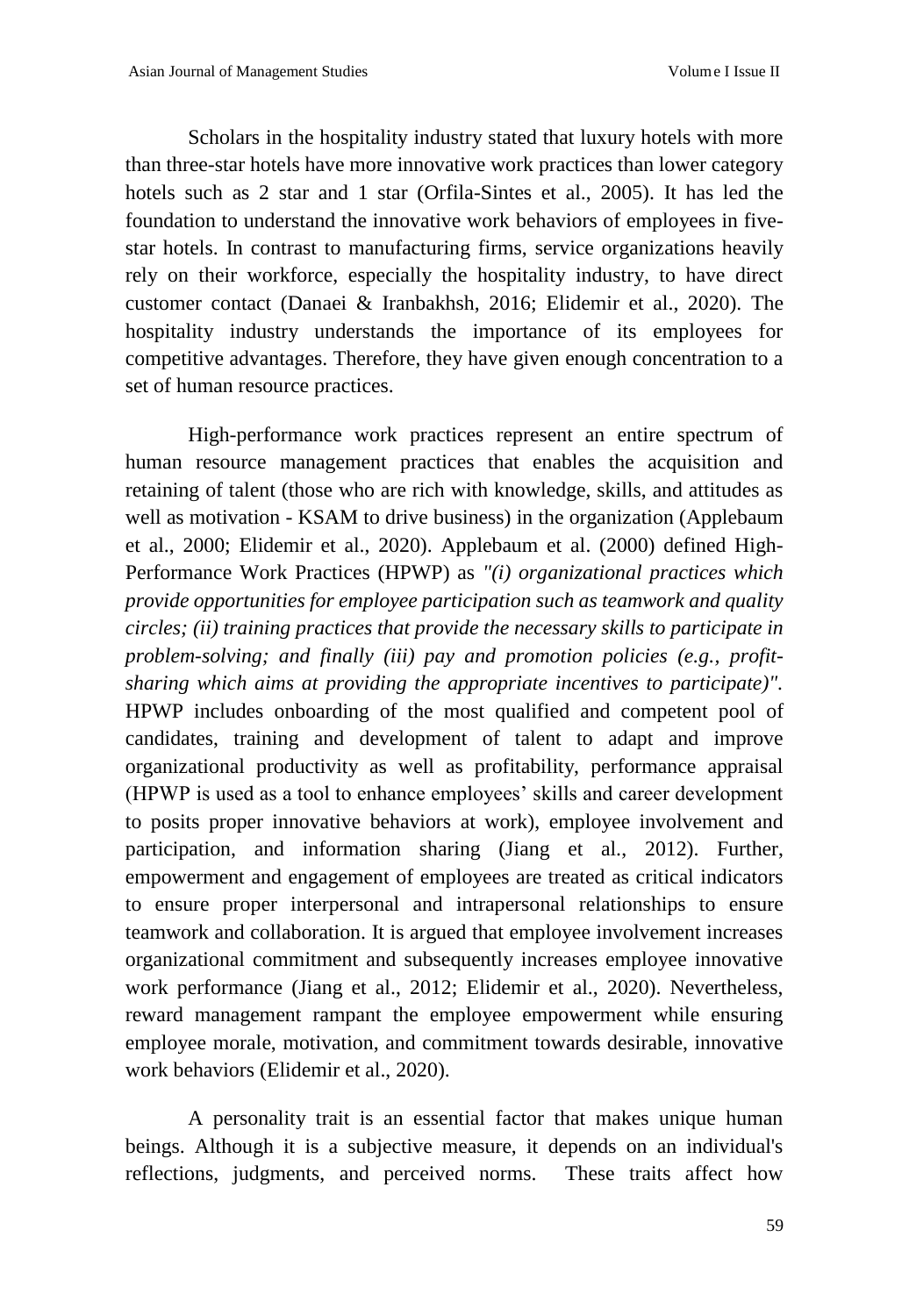Scholars in the hospitality industry stated that luxury hotels with more than three-star hotels have more innovative work practices than lower category hotels such as 2 star and 1 star (Orfila-Sintes et al., 2005). It has led the foundation to understand the innovative work behaviors of employees in five-star hotels. In contrast to manufacturing firms, service organizations heavily rely on their workforce, especially the hospitality industry, to have direct customer contact (Danaei & Iranbakhsh, 2016; Elidemir et al., 2020). The hospitality industry understands the importance of its employees for competitive advantages. Therefore, they have given enough concentration to a set of human resource practices.

High-performance work practices represent an entire spectrum of human resource management practices that enables the acquisition and retaining of talent (those who are rich with knowledge, skills, and attitudes as well as motivation - KSAM to drive business) in the organization (Applebaum et al., 2000; Elidemir et al., 2020). Applebaum et al. (2000) defined High-Performance Work Practices (HPWP) as *"(i) organizational practices which provide opportunities for employee participation such as teamwork and quality circles; (ii) training practices that provide the necessary skills to participate in problem-solving; and finally (iii) pay and promotion policies (e.g., profit-sharing which aims at providing the appropriate incentives to participate)"*. HPWP includes onboarding of the most qualified and competent pool of candidates, training and development of talent to adapt and improve organizational productivity as well as profitability, performance appraisal (HPWP is used as a tool to enhance employees' skills and career development to posits proper innovative behaviors at work), employee involvement and participation, and information sharing (Jiang et al., 2012). Further, empowerment and engagement of employees are treated as critical indicators to ensure proper interpersonal and intrapersonal relationships to ensure teamwork and collaboration. It is argued that employee involvement increases organizational commitment and subsequently increases employee innovative work performance (Jiang et al., 2012; Elidemir et al., 2020). Nevertheless, reward management rampant the employee empowerment while ensuring employee morale, motivation, and commitment towards desirable, innovative work behaviors (Elidemir et al., 2020).

A personality trait is an essential factor that makes unique human beings. Although it is a subjective measure, it depends on an individual's reflections, judgments, and perceived norms. These traits affect how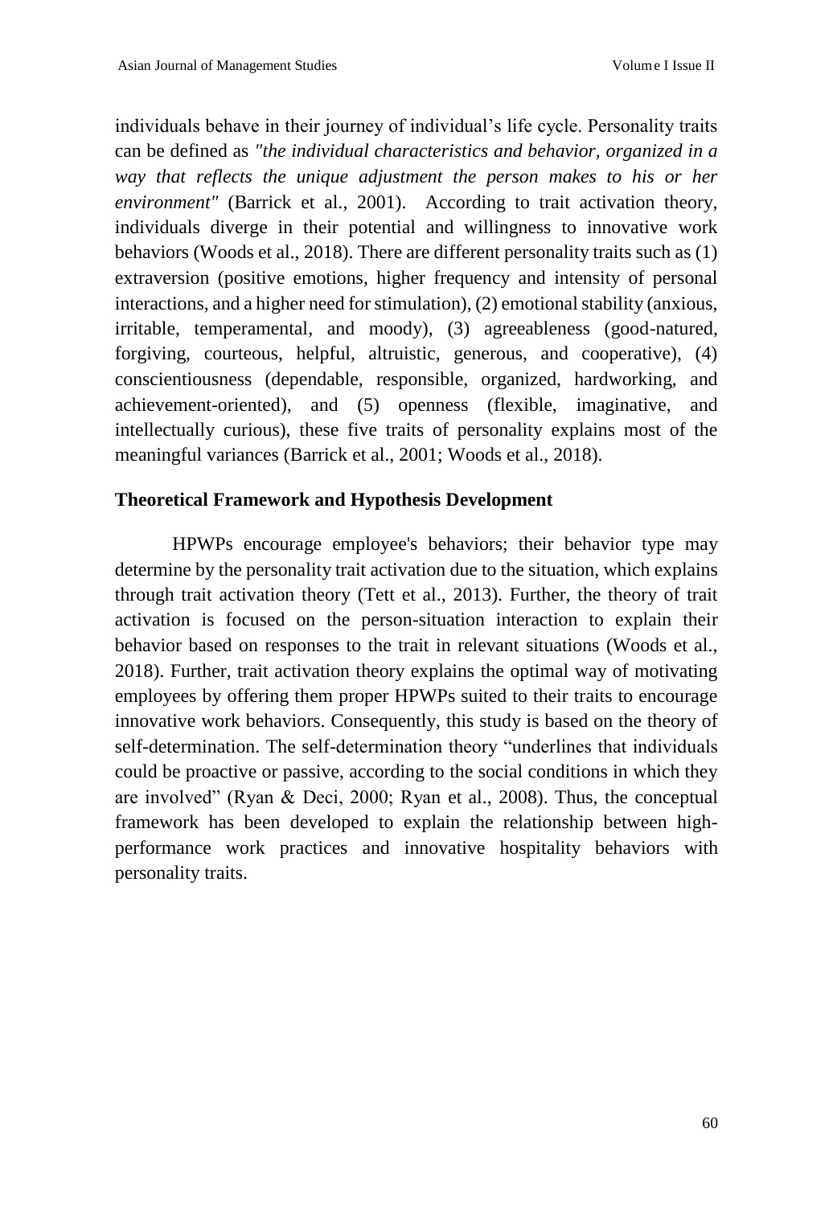individuals behave in their journey of individual's life cycle. Personality traits can be defined as *"the individual characteristics and behavior, organized in a way that reflects the unique adjustment the person makes to his or her environment"* (Barrick et al., 2001). According to trait activation theory, individuals diverge in their potential and willingness to innovative work behaviors (Woods et al., 2018). There are different personality traits such as (1) extraversion (positive emotions, higher frequency and intensity of personal interactions, and a higher need for stimulation), (2) emotional stability (anxious, irritable, temperamental, and moody), (3) agreeableness (good-natured, forgiving, courteous, helpful, altruistic, generous, and cooperative), (4) conscientiousness (dependable, responsible, organized, hardworking, and achievement-oriented), and (5) openness (flexible, imaginative, and intellectually curious), these five traits of personality explains most of the meaningful variances (Barrick et al., 2001; Woods et al., 2018).

## Theoretical Framework and Hypothesis Development

HPWPs encourage employee's behaviors; their behavior type may determine by the personality trait activation due to the situation, which explains through trait activation theory (Tett et al., 2013). Further, the theory of trait activation is focused on the person-situation interaction to explain their behavior based on responses to the trait in relevant situations (Woods et al., 2018). Further, trait activation theory explains the optimal way of motivating employees by offering them proper HPWPs suited to their traits to encourage innovative work behaviors. Consequently, this study is based on the theory of self-determination. The self-determination theory "underlines that individuals could be proactive or passive, according to the social conditions in which they are involved" (Ryan & Deci, 2000; Ryan et al., 2008). Thus, the conceptual framework has been developed to explain the relationship between high-performance work practices and innovative hospitality behaviors with personality traits.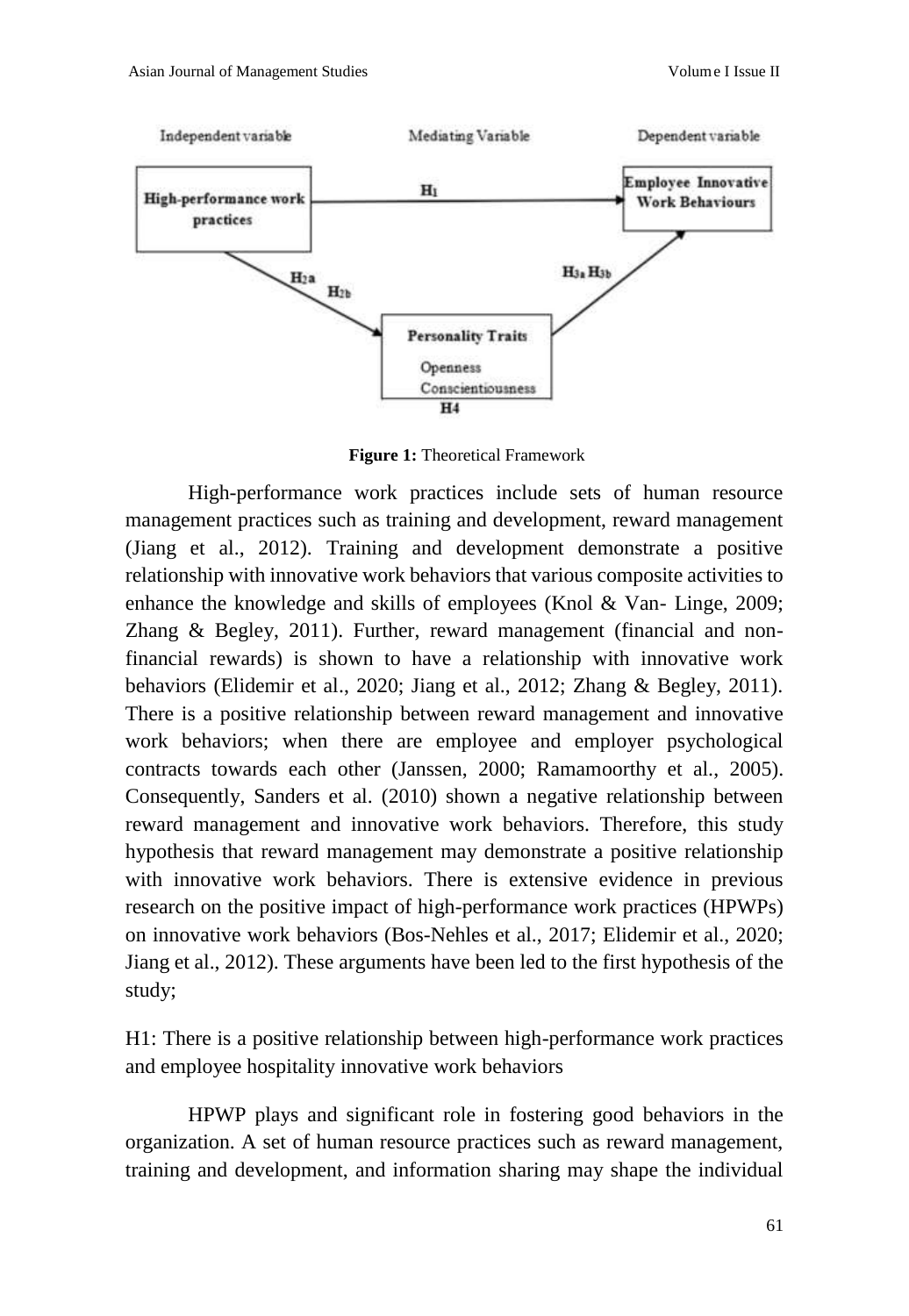| Independent variable | | Mediating Variable | | Dependent variable |
| --- | --- | --- | --- | --- |
| High-performance work practices | $H_1$ → | | | Employee Innovative Work Behaviours |
| | $H_{2a}$ $H_{2b}$ ↘ | Personality Traits: Openness, Conscientiousness ($H_4$) | ↗ $H_{3a}$ $H_{3b}$ | |

**Figure 1:** Theoretical Framework

High-performance work practices include sets of human resource management practices such as training and development, reward management (Jiang et al., 2012). Training and development demonstrate a positive relationship with innovative work behaviors that various composite activities to enhance the knowledge and skills of employees (Knol & Van- Linge, 2009; Zhang & Begley, 2011). Further, reward management (financial and non-financial rewards) is shown to have a relationship with innovative work behaviors (Elidemir et al., 2020; Jiang et al., 2012; Zhang & Begley, 2011). There is a positive relationship between reward management and innovative work behaviors; when there are employee and employer psychological contracts towards each other (Janssen, 2000; Ramamoorthy et al., 2005). Consequently, Sanders et al. (2010) shown a negative relationship between reward management and innovative work behaviors. Therefore, this study hypothesis that reward management may demonstrate a positive relationship with innovative work behaviors. There is extensive evidence in previous research on the positive impact of high-performance work practices (HPWPs) on innovative work behaviors (Bos-Nehles et al., 2017; Elidemir et al., 2020; Jiang et al., 2012). These arguments have been led to the first hypothesis of the study;

H1: There is a positive relationship between high-performance work practices and employee hospitality innovative work behaviors

HPWP plays and significant role in fostering good behaviors in the organization. A set of human resource practices such as reward management, training and development, and information sharing may shape the individual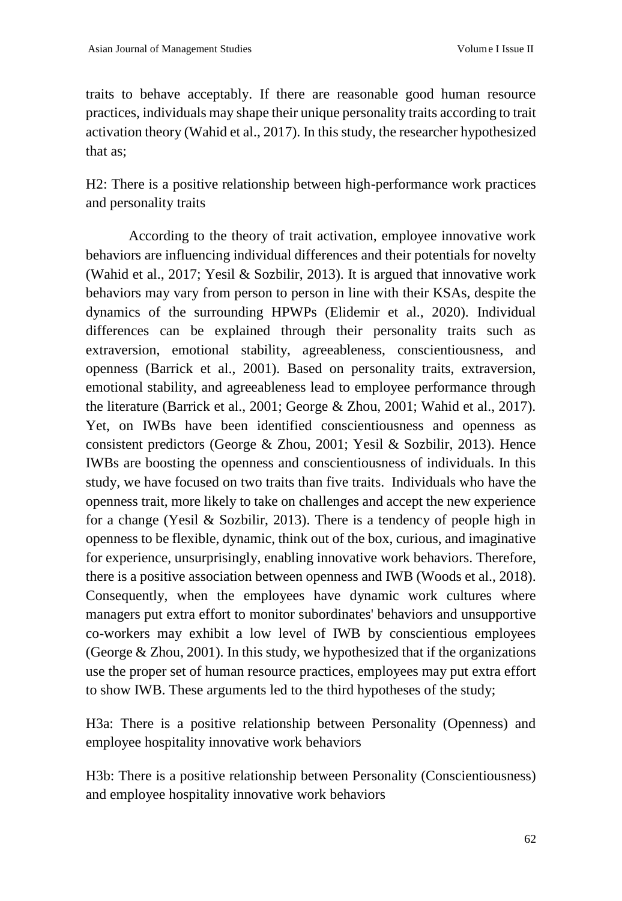traits to behave acceptably. If there are reasonable good human resource practices, individuals may shape their unique personality traits according to trait activation theory (Wahid et al., 2017). In this study, the researcher hypothesized that as;

H2: There is a positive relationship between high-performance work practices and personality traits

According to the theory of trait activation, employee innovative work behaviors are influencing individual differences and their potentials for novelty (Wahid et al., 2017; Yesil & Sozbilir, 2013). It is argued that innovative work behaviors may vary from person to person in line with their KSAs, despite the dynamics of the surrounding HPWPs (Elidemir et al., 2020). Individual differences can be explained through their personality traits such as extraversion, emotional stability, agreeableness, conscientiousness, and openness (Barrick et al., 2001). Based on personality traits, extraversion, emotional stability, and agreeableness lead to employee performance through the literature (Barrick et al., 2001; George & Zhou, 2001; Wahid et al., 2017). Yet, on IWBs have been identified conscientiousness and openness as consistent predictors (George & Zhou, 2001; Yesil & Sozbilir, 2013). Hence IWBs are boosting the openness and conscientiousness of individuals. In this study, we have focused on two traits than five traits. Individuals who have the openness trait, more likely to take on challenges and accept the new experience for a change (Yesil & Sozbilir, 2013). There is a tendency of people high in openness to be flexible, dynamic, think out of the box, curious, and imaginative for experience, unsurprisingly, enabling innovative work behaviors. Therefore, there is a positive association between openness and IWB (Woods et al., 2018). Consequently, when the employees have dynamic work cultures where managers put extra effort to monitor subordinates' behaviors and unsupportive co-workers may exhibit a low level of IWB by conscientious employees (George & Zhou, 2001). In this study, we hypothesized that if the organizations use the proper set of human resource practices, employees may put extra effort to show IWB. These arguments led to the third hypotheses of the study;

H3a: There is a positive relationship between Personality (Openness) and employee hospitality innovative work behaviors

H3b: There is a positive relationship between Personality (Conscientiousness) and employee hospitality innovative work behaviors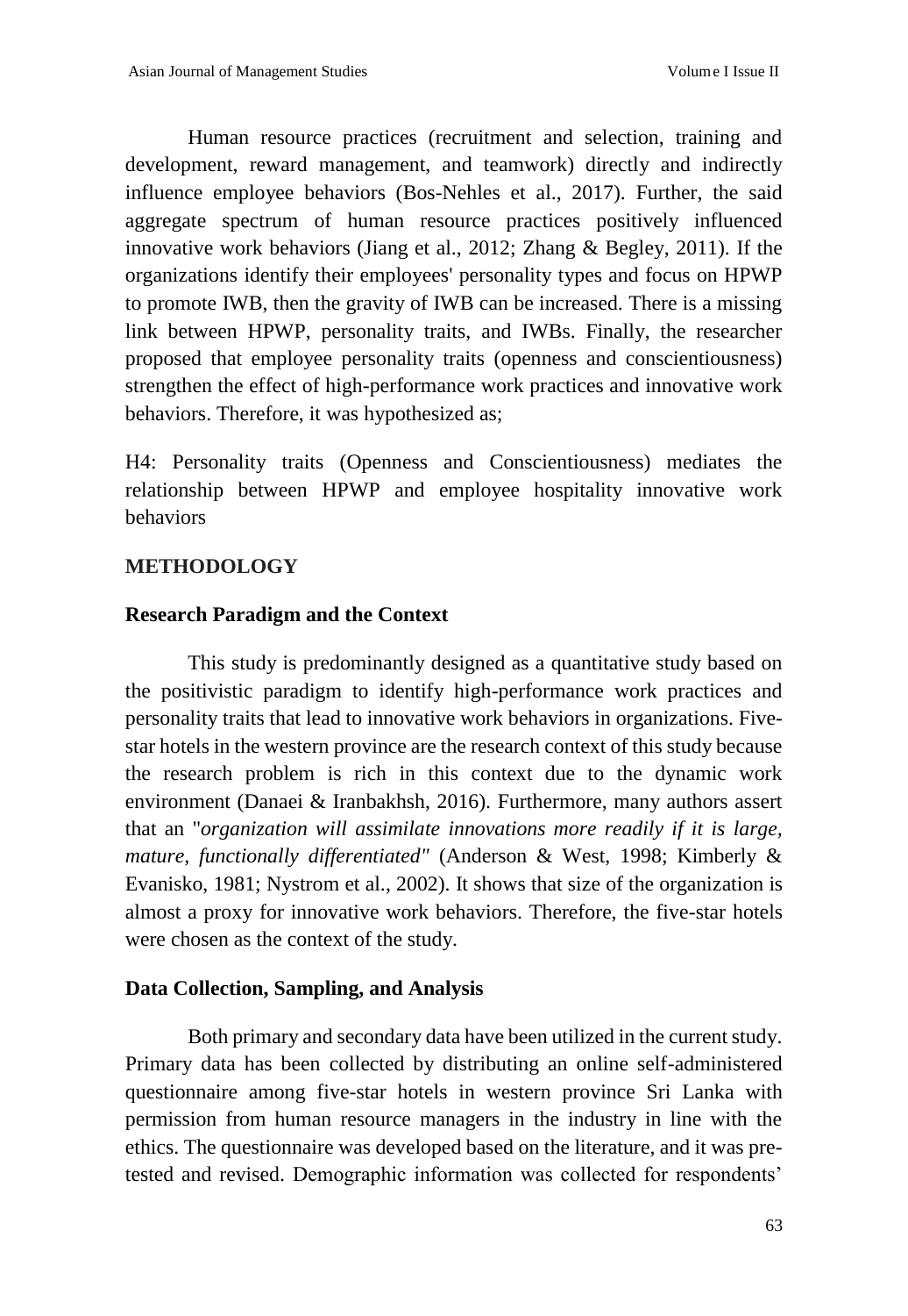Human resource practices (recruitment and selection, training and development, reward management, and teamwork) directly and indirectly influence employee behaviors (Bos-Nehles et al., 2017). Further, the said aggregate spectrum of human resource practices positively influenced innovative work behaviors (Jiang et al., 2012; Zhang & Begley, 2011). If the organizations identify their employees' personality types and focus on HPWP to promote IWB, then the gravity of IWB can be increased. There is a missing link between HPWP, personality traits, and IWBs. Finally, the researcher proposed that employee personality traits (openness and conscientiousness) strengthen the effect of high-performance work practices and innovative work behaviors. Therefore, it was hypothesized as;

H4: Personality traits (Openness and Conscientiousness) mediates the relationship between HPWP and employee hospitality innovative work behaviors

## METHODOLOGY

### Research Paradigm and the Context

This study is predominantly designed as a quantitative study based on the positivistic paradigm to identify high-performance work practices and personality traits that lead to innovative work behaviors in organizations. Five-star hotels in the western province are the research context of this study because the research problem is rich in this context due to the dynamic work environment (Danaei & Iranbakhsh, 2016). Furthermore, many authors assert that an "*organization will assimilate innovations more readily if it is large, mature, functionally differentiated"* (Anderson & West, 1998; Kimberly & Evanisko, 1981; Nystrom et al., 2002). It shows that size of the organization is almost a proxy for innovative work behaviors. Therefore, the five-star hotels were chosen as the context of the study.

### Data Collection, Sampling, and Analysis

Both primary and secondary data have been utilized in the current study. Primary data has been collected by distributing an online self-administered questionnaire among five-star hotels in western province Sri Lanka with permission from human resource managers in the industry in line with the ethics. The questionnaire was developed based on the literature, and it was pre-tested and revised. Demographic information was collected for respondents'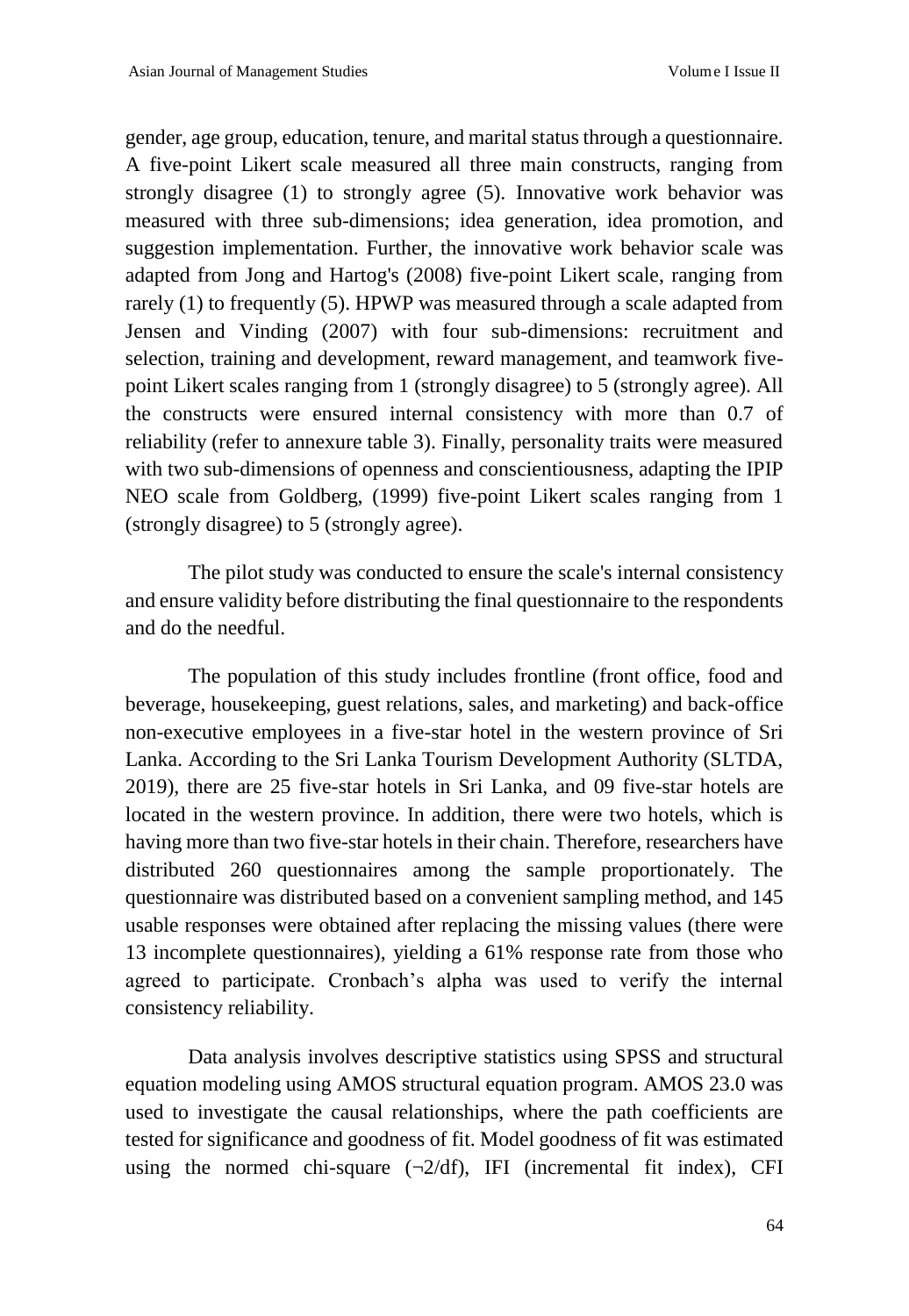gender, age group, education, tenure, and marital status through a questionnaire. A five-point Likert scale measured all three main constructs, ranging from strongly disagree (1) to strongly agree (5). Innovative work behavior was measured with three sub-dimensions; idea generation, idea promotion, and suggestion implementation. Further, the innovative work behavior scale was adapted from Jong and Hartog's (2008) five-point Likert scale, ranging from rarely (1) to frequently (5). HPWP was measured through a scale adapted from Jensen and Vinding (2007) with four sub-dimensions: recruitment and selection, training and development, reward management, and teamwork five-point Likert scales ranging from 1 (strongly disagree) to 5 (strongly agree). All the constructs were ensured internal consistency with more than 0.7 of reliability (refer to annexure table 3). Finally, personality traits were measured with two sub-dimensions of openness and conscientiousness, adapting the IPIP NEO scale from Goldberg, (1999) five-point Likert scales ranging from 1 (strongly disagree) to 5 (strongly agree).

The pilot study was conducted to ensure the scale's internal consistency and ensure validity before distributing the final questionnaire to the respondents and do the needful.

The population of this study includes frontline (front office, food and beverage, housekeeping, guest relations, sales, and marketing) and back-office non-executive employees in a five-star hotel in the western province of Sri Lanka. According to the Sri Lanka Tourism Development Authority (SLTDA, 2019), there are 25 five-star hotels in Sri Lanka, and 09 five-star hotels are located in the western province. In addition, there were two hotels, which is having more than two five-star hotels in their chain. Therefore, researchers have distributed 260 questionnaires among the sample proportionately. The questionnaire was distributed based on a convenient sampling method, and 145 usable responses were obtained after replacing the missing values (there were 13 incomplete questionnaires), yielding a 61% response rate from those who agreed to participate. Cronbach's alpha was used to verify the internal consistency reliability.

Data analysis involves descriptive statistics using SPSS and structural equation modeling using AMOS structural equation program. AMOS 23.0 was used to investigate the causal relationships, where the path coefficients are tested for significance and goodness of fit. Model goodness of fit was estimated using the normed chi-square (¬2/df), IFI (incremental fit index), CFI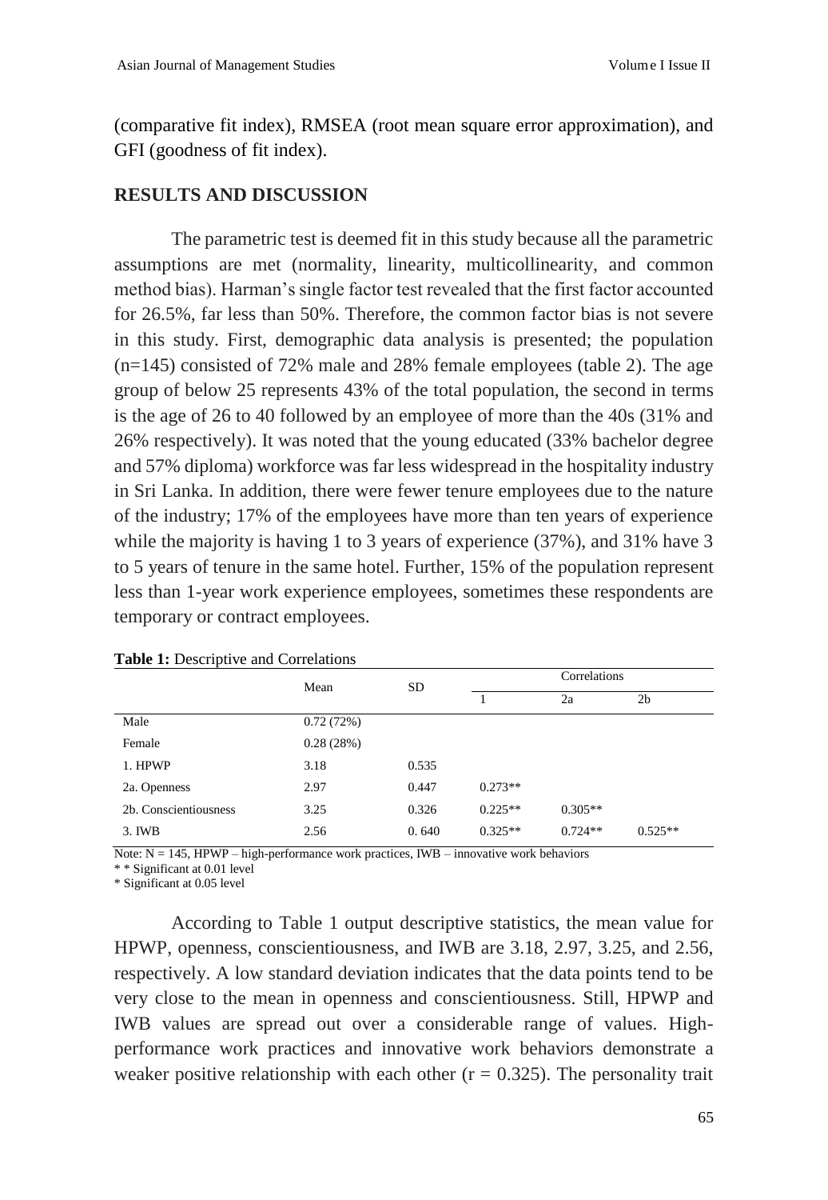(comparative fit index), RMSEA (root mean square error approximation), and GFI (goodness of fit index).

## RESULTS AND DISCUSSION

The parametric test is deemed fit in this study because all the parametric assumptions are met (normality, linearity, multicollinearity, and common method bias). Harman's single factor test revealed that the first factor accounted for 26.5%, far less than 50%. Therefore, the common factor bias is not severe in this study. First, demographic data analysis is presented; the population (n=145) consisted of 72% male and 28% female employees (table 2). The age group of below 25 represents 43% of the total population, the second in terms is the age of 26 to 40 followed by an employee of more than the 40s (31% and 26% respectively). It was noted that the young educated (33% bachelor degree and 57% diploma) workforce was far less widespread in the hospitality industry in Sri Lanka. In addition, there were fewer tenure employees due to the nature of the industry; 17% of the employees have more than ten years of experience while the majority is having 1 to 3 years of experience (37%), and 31% have 3 to 5 years of tenure in the same hotel. Further, 15% of the population represent less than 1-year work experience employees, sometimes these respondents are temporary or contract employees.

**Table 1:** Descriptive and Correlations

| | Mean | SD | Correlations | | |
|---|---|---|---|---|---|
| | | | 1 | 2a | 2b |
| Male | 0.72 (72%) | | | | |
| Female | 0.28 (28%) | | | | |
| 1. HPWP | 3.18 | 0.535 | | | |
| 2a. Openness | 2.97 | 0.447 | 0.273** | | |
| 2b. Conscientiousness | 3.25 | 0.326 | 0.225** | 0.305** | |
| 3. IWB | 2.56 | 0. 640 | 0.325** | 0.724** | 0.525** |

Note: N = 145, HPWP – high-performance work practices, IWB – innovative work behaviors

\* \* Significant at 0.01 level

\* Significant at 0.05 level

According to Table 1 output descriptive statistics, the mean value for HPWP, openness, conscientiousness, and IWB are 3.18, 2.97, 3.25, and 2.56, respectively. A low standard deviation indicates that the data points tend to be very close to the mean in openness and conscientiousness. Still, HPWP and IWB values are spread out over a considerable range of values. High-performance work practices and innovative work behaviors demonstrate a weaker positive relationship with each other ($r = 0.325$). The personality trait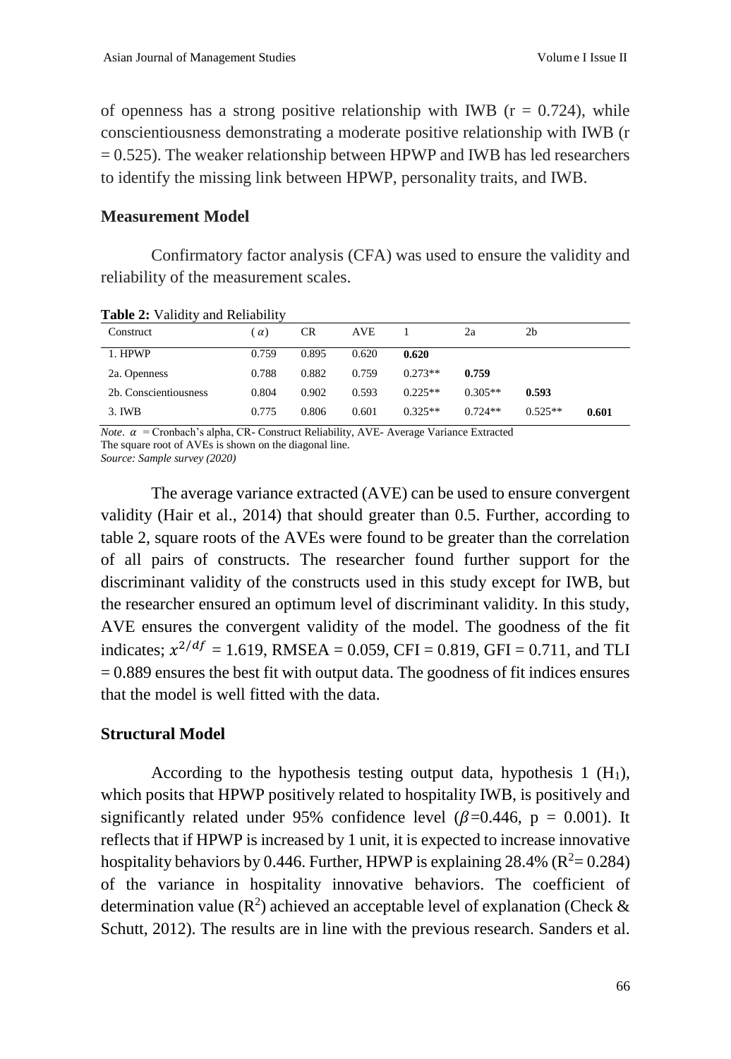of openness has a strong positive relationship with IWB (r = 0.724), while conscientiousness demonstrating a moderate positive relationship with IWB (r = 0.525). The weaker relationship between HPWP and IWB has led researchers to identify the missing link between HPWP, personality traits, and IWB.

## Measurement Model

Confirmatory factor analysis (CFA) was used to ensure the validity and reliability of the measurement scales.

**Table 2:** Validity and Reliability

| Construct | ($\alpha$) | CR | AVE | 1 | 2a | 2b | |
|---|---|---|---|---|---|---|---|
| 1. HPWP | 0.759 | 0.895 | 0.620 | **0.620** | | | |
| 2a. Openness | 0.788 | 0.882 | 0.759 | 0.273** | **0.759** | | |
| 2b. Conscientiousness | 0.804 | 0.902 | 0.593 | 0.225** | 0.305** | **0.593** | |
| 3. IWB | 0.775 | 0.806 | 0.601 | 0.325** | 0.724** | 0.525** | **0.601** |

*Note*. $\alpha$ = Cronbach's alpha, CR- Construct Reliability, AVE- Average Variance Extracted
The square root of AVEs is shown on the diagonal line.
*Source: Sample survey (2020)*

The average variance extracted (AVE) can be used to ensure convergent validity (Hair et al., 2014) that should greater than 0.5. Further, according to table 2, square roots of the AVEs were found to be greater than the correlation of all pairs of constructs. The researcher found further support for the discriminant validity of the constructs used in this study except for IWB, but the researcher ensured an optimum level of discriminant validity. In this study, AVE ensures the convergent validity of the model. The goodness of the fit indicates; $x^{2/df}$ = 1.619, RMSEA = 0.059, CFI = 0.819, GFI = 0.711, and TLI = 0.889 ensures the best fit with output data. The goodness of fit indices ensures that the model is well fitted with the data.

## Structural Model

According to the hypothesis testing output data, hypothesis 1 ($H_1$), which posits that HPWP positively related to hospitality IWB, is positively and significantly related under 95% confidence level ($\beta$=0.446, p = 0.001). It reflects that if HPWP is increased by 1 unit, it is expected to increase innovative hospitality behaviors by 0.446. Further, HPWP is explaining 28.4% ($R^2$= 0.284) of the variance in hospitality innovative behaviors. The coefficient of determination value ($R^2$) achieved an acceptable level of explanation (Check & Schutt, 2012). The results are in line with the previous research. Sanders et al.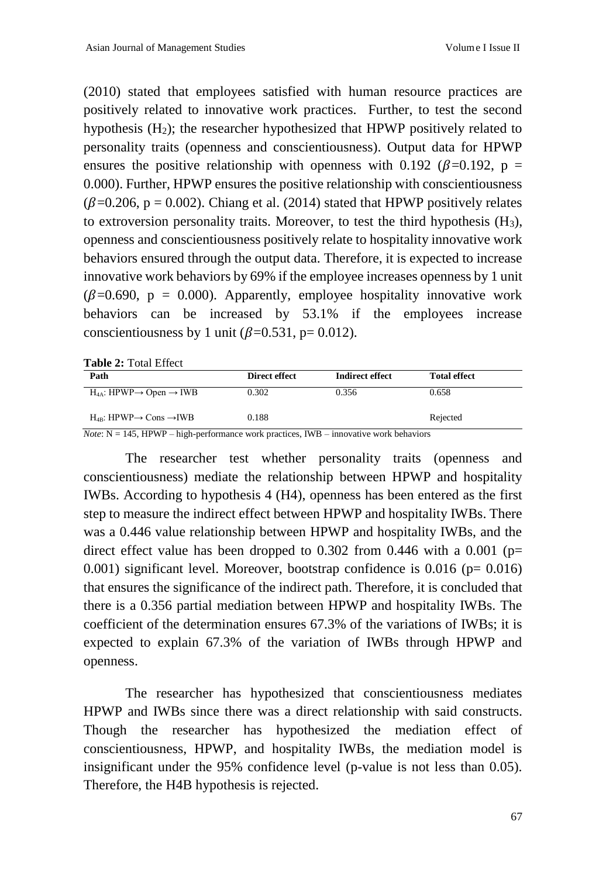(2010) stated that employees satisfied with human resource practices are positively related to innovative work practices. Further, to test the second hypothesis ($H_2$); the researcher hypothesized that HPWP positively related to personality traits (openness and conscientiousness). Output data for HPWP ensures the positive relationship with openness with 0.192 ($\beta$=0.192, p = 0.000). Further, HPWP ensures the positive relationship with conscientiousness ($\beta$=0.206, p = 0.002). Chiang et al. (2014) stated that HPWP positively relates to extroversion personality traits. Moreover, to test the third hypothesis ($H_3$), openness and conscientiousness positively relate to hospitality innovative work behaviors ensured through the output data. Therefore, it is expected to increase innovative work behaviors by 69% if the employee increases openness by 1 unit ($\beta$=0.690, p = 0.000). Apparently, employee hospitality innovative work behaviors can be increased by 53.1% if the employees increase conscientiousness by 1 unit ($\beta$=0.531, p= 0.012).

**Table 2:** Total Effect

| Path | Direct effect | Indirect effect | Total effect |
|---|---|---|---|
| $H_{4A}$: HPWP→ Open → IWB | 0.302 | 0.356 | 0.658 |
| $H_{4B}$: HPWP→ Cons →IWB | 0.188 | | Rejected |

*Note*: N = 145, HPWP – high-performance work practices, IWB – innovative work behaviors

The researcher test whether personality traits (openness and conscientiousness) mediate the relationship between HPWP and hospitality IWBs. According to hypothesis 4 (H4), openness has been entered as the first step to measure the indirect effect between HPWP and hospitality IWBs. There was a 0.446 value relationship between HPWP and hospitality IWBs, and the direct effect value has been dropped to 0.302 from 0.446 with a 0.001 (p= 0.001) significant level. Moreover, bootstrap confidence is 0.016 (p= 0.016) that ensures the significance of the indirect path. Therefore, it is concluded that there is a 0.356 partial mediation between HPWP and hospitality IWBs. The coefficient of the determination ensures 67.3% of the variations of IWBs; it is expected to explain 67.3% of the variation of IWBs through HPWP and openness.

The researcher has hypothesized that conscientiousness mediates HPWP and IWBs since there was a direct relationship with said constructs. Though the researcher has hypothesized the mediation effect of conscientiousness, HPWP, and hospitality IWBs, the mediation model is insignificant under the 95% confidence level (p-value is not less than 0.05). Therefore, the H4B hypothesis is rejected.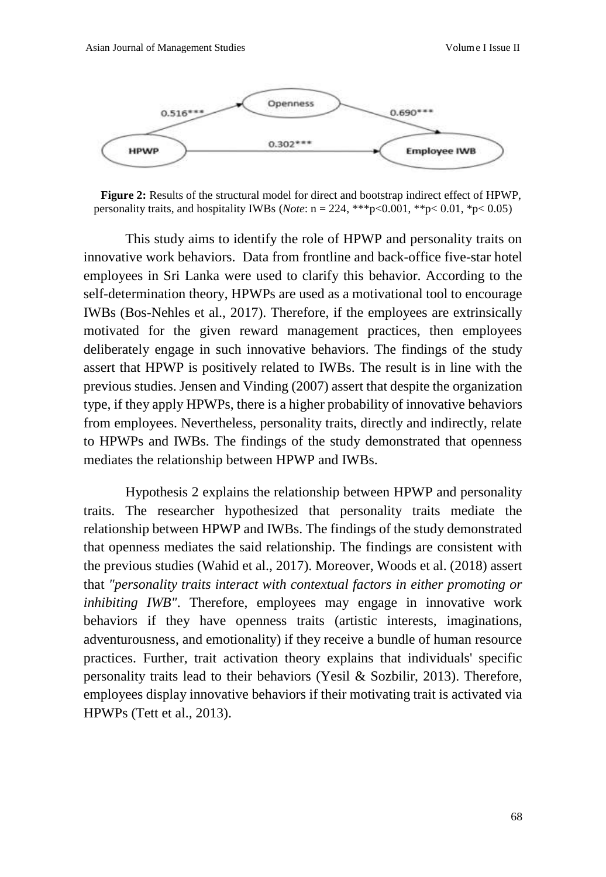**Figure 2:** Results of the structural model for direct and bootstrap indirect effect of HPWP, personality traits, and hospitality IWBs (*Note*: n = 224, ***p<0.001, **p< 0.01, *p< 0.05)

This study aims to identify the role of HPWP and personality traits on innovative work behaviors. Data from frontline and back-office five-star hotel employees in Sri Lanka were used to clarify this behavior. According to the self-determination theory, HPWPs are used as a motivational tool to encourage IWBs (Bos-Nehles et al., 2017). Therefore, if the employees are extrinsically motivated for the given reward management practices, then employees deliberately engage in such innovative behaviors. The findings of the study assert that HPWP is positively related to IWBs. The result is in line with the previous studies. Jensen and Vinding (2007) assert that despite the organization type, if they apply HPWPs, there is a higher probability of innovative behaviors from employees. Nevertheless, personality traits, directly and indirectly, relate to HPWPs and IWBs. The findings of the study demonstrated that openness mediates the relationship between HPWP and IWBs.

Hypothesis 2 explains the relationship between HPWP and personality traits. The researcher hypothesized that personality traits mediate the relationship between HPWP and IWBs. The findings of the study demonstrated that openness mediates the said relationship. The findings are consistent with the previous studies (Wahid et al., 2017). Moreover, Woods et al. (2018) assert that *"personality traits interact with contextual factors in either promoting or inhibiting IWB"*. Therefore, employees may engage in innovative work behaviors if they have openness traits (artistic interests, imaginations, adventurousness, and emotionality) if they receive a bundle of human resource practices. Further, trait activation theory explains that individuals' specific personality traits lead to their behaviors (Yesil & Sozbilir, 2013). Therefore, employees display innovative behaviors if their motivating trait is activated via HPWPs (Tett et al., 2013).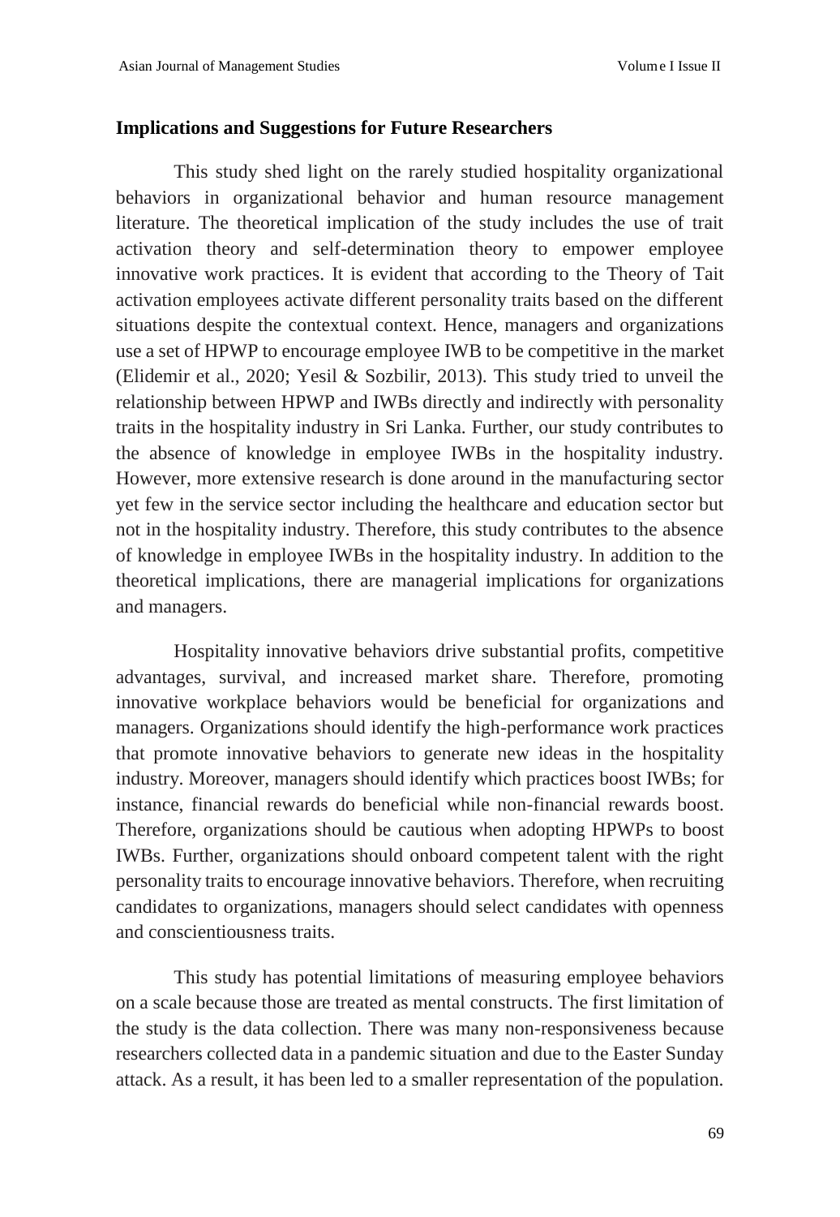**Implications and Suggestions for Future Researchers**

This study shed light on the rarely studied hospitality organizational behaviors in organizational behavior and human resource management literature. The theoretical implication of the study includes the use of trait activation theory and self-determination theory to empower employee innovative work practices. It is evident that according to the Theory of Tait activation employees activate different personality traits based on the different situations despite the contextual context. Hence, managers and organizations use a set of HPWP to encourage employee IWB to be competitive in the market (Elidemir et al., 2020; Yesil & Sozbilir, 2013). This study tried to unveil the relationship between HPWP and IWBs directly and indirectly with personality traits in the hospitality industry in Sri Lanka. Further, our study contributes to the absence of knowledge in employee IWBs in the hospitality industry. However, more extensive research is done around in the manufacturing sector yet few in the service sector including the healthcare and education sector but not in the hospitality industry. Therefore, this study contributes to the absence of knowledge in employee IWBs in the hospitality industry. In addition to the theoretical implications, there are managerial implications for organizations and managers.

Hospitality innovative behaviors drive substantial profits, competitive advantages, survival, and increased market share. Therefore, promoting innovative workplace behaviors would be beneficial for organizations and managers. Organizations should identify the high-performance work practices that promote innovative behaviors to generate new ideas in the hospitality industry. Moreover, managers should identify which practices boost IWBs; for instance, financial rewards do beneficial while non-financial rewards boost. Therefore, organizations should be cautious when adopting HPWPs to boost IWBs. Further, organizations should onboard competent talent with the right personality traits to encourage innovative behaviors. Therefore, when recruiting candidates to organizations, managers should select candidates with openness and conscientiousness traits.

This study has potential limitations of measuring employee behaviors on a scale because those are treated as mental constructs. The first limitation of the study is the data collection. There was many non-responsiveness because researchers collected data in a pandemic situation and due to the Easter Sunday attack. As a result, it has been led to a smaller representation of the population.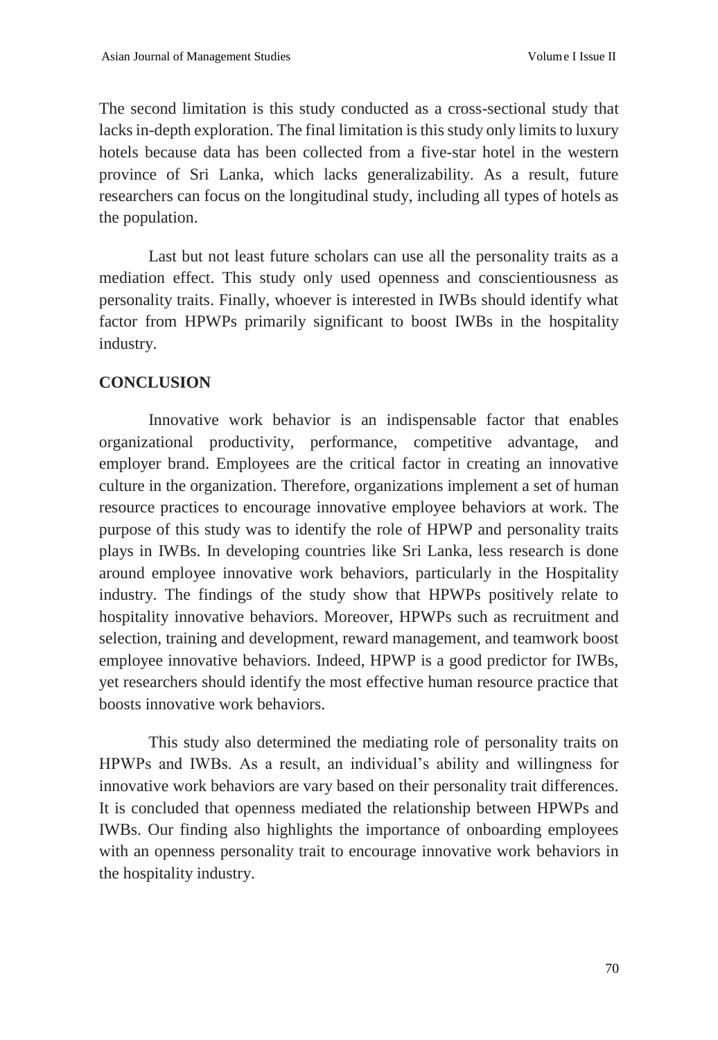The second limitation is this study conducted as a cross-sectional study that lacks in-depth exploration. The final limitation is this study only limits to luxury hotels because data has been collected from a five-star hotel in the western province of Sri Lanka, which lacks generalizability. As a result, future researchers can focus on the longitudinal study, including all types of hotels as the population.

Last but not least future scholars can use all the personality traits as a mediation effect. This study only used openness and conscientiousness as personality traits. Finally, whoever is interested in IWBs should identify what factor from HPWPs primarily significant to boost IWBs in the hospitality industry.

## CONCLUSION

Innovative work behavior is an indispensable factor that enables organizational productivity, performance, competitive advantage, and employer brand. Employees are the critical factor in creating an innovative culture in the organization. Therefore, organizations implement a set of human resource practices to encourage innovative employee behaviors at work. The purpose of this study was to identify the role of HPWP and personality traits plays in IWBs. In developing countries like Sri Lanka, less research is done around employee innovative work behaviors, particularly in the Hospitality industry. The findings of the study show that HPWPs positively relate to hospitality innovative behaviors. Moreover, HPWPs such as recruitment and selection, training and development, reward management, and teamwork boost employee innovative behaviors. Indeed, HPWP is a good predictor for IWBs, yet researchers should identify the most effective human resource practice that boosts innovative work behaviors.

This study also determined the mediating role of personality traits on HPWPs and IWBs. As a result, an individual's ability and willingness for innovative work behaviors are vary based on their personality trait differences. It is concluded that openness mediated the relationship between HPWPs and IWBs. Our finding also highlights the importance of onboarding employees with an openness personality trait to encourage innovative work behaviors in the hospitality industry.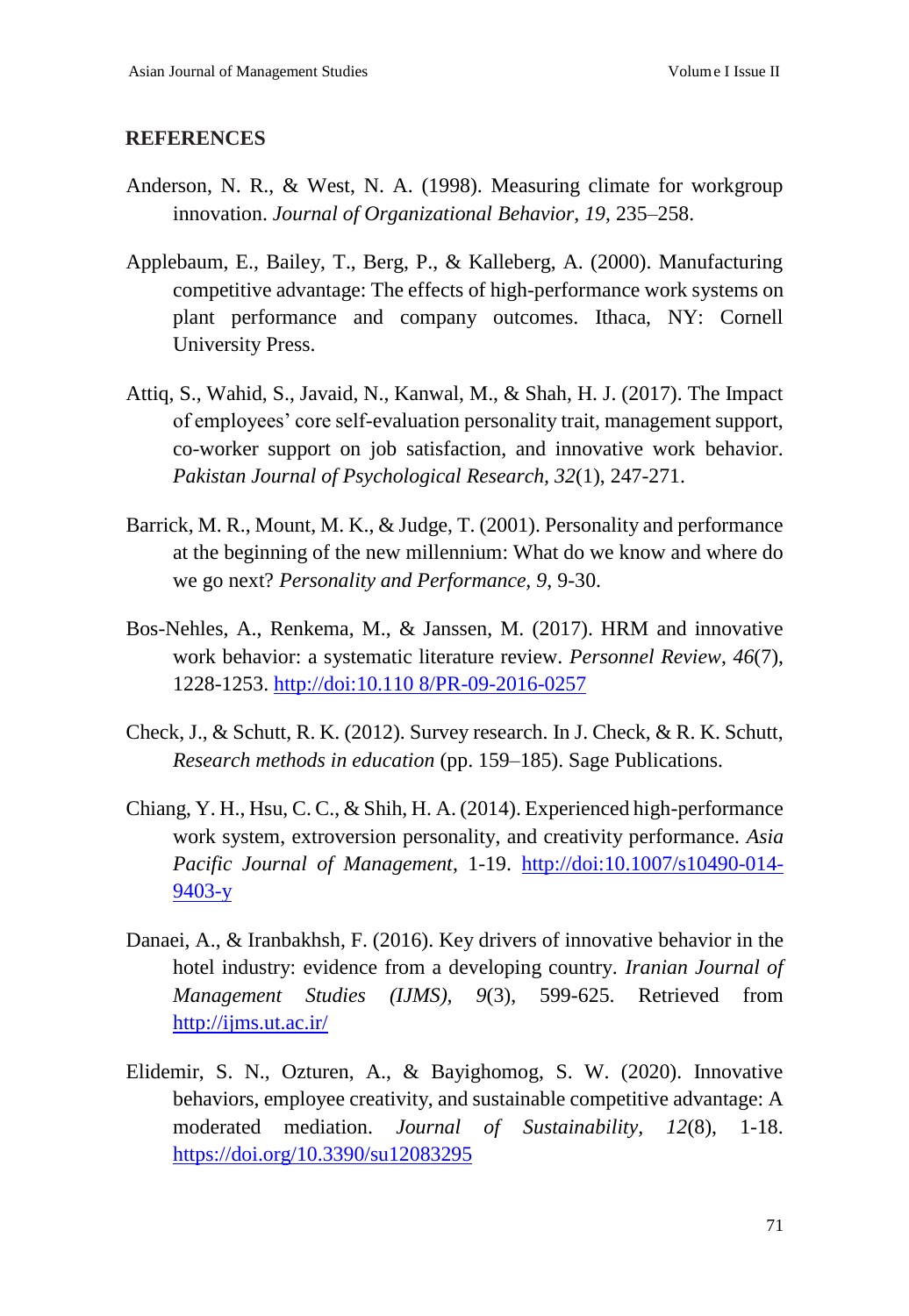## REFERENCES

Anderson, N. R., & West, N. A. (1998). Measuring climate for workgroup innovation. *Journal of Organizational Behavior*, *19*, 235–258.

Applebaum, E., Bailey, T., Berg, P., & Kalleberg, A. (2000). Manufacturing competitive advantage: The effects of high-performance work systems on plant performance and company outcomes. Ithaca, NY: Cornell University Press.

Attiq, S., Wahid, S., Javaid, N., Kanwal, M., & Shah, H. J. (2017). The Impact of employees' core self-evaluation personality trait, management support, co-worker support on job satisfaction, and innovative work behavior. *Pakistan Journal of Psychological Research, 32*(1), 247-271.

Barrick, M. R., Mount, M. K., & Judge, T. (2001). Personality and performance at the beginning of the new millennium: What do we know and where do we go next? *Personality and Performance, 9*, 9-30.

Bos-Nehles, A., Renkema, M., & Janssen, M. (2017). HRM and innovative work behavior: a systematic literature review. *Personnel Review*, *46*(7), 1228-1253. http://doi:10.110 8/PR-09-2016-0257

Check, J., & Schutt, R. K. (2012). Survey research. In J. Check, & R. K. Schutt, *Research methods in education* (pp. 159–185). Sage Publications.

Chiang, Y. H., Hsu, C. C., & Shih, H. A. (2014). Experienced high-performance work system, extroversion personality, and creativity performance. *Asia Pacific Journal of Management*, 1-19. http://doi:10.1007/s10490-014-9403-y

Danaei, A., & Iranbakhsh, F. (2016). Key drivers of innovative behavior in the hotel industry: evidence from a developing country. *Iranian Journal of Management Studies (IJMS), 9*(3), 599-625. Retrieved from http://ijms.ut.ac.ir/

Elidemir, S. N., Ozturen, A., & Bayighomog, S. W. (2020). Innovative behaviors, employee creativity, and sustainable competitive advantage: A moderated mediation. *Journal of Sustainability, 12*(8), 1-18. https://doi.org/10.3390/su12083295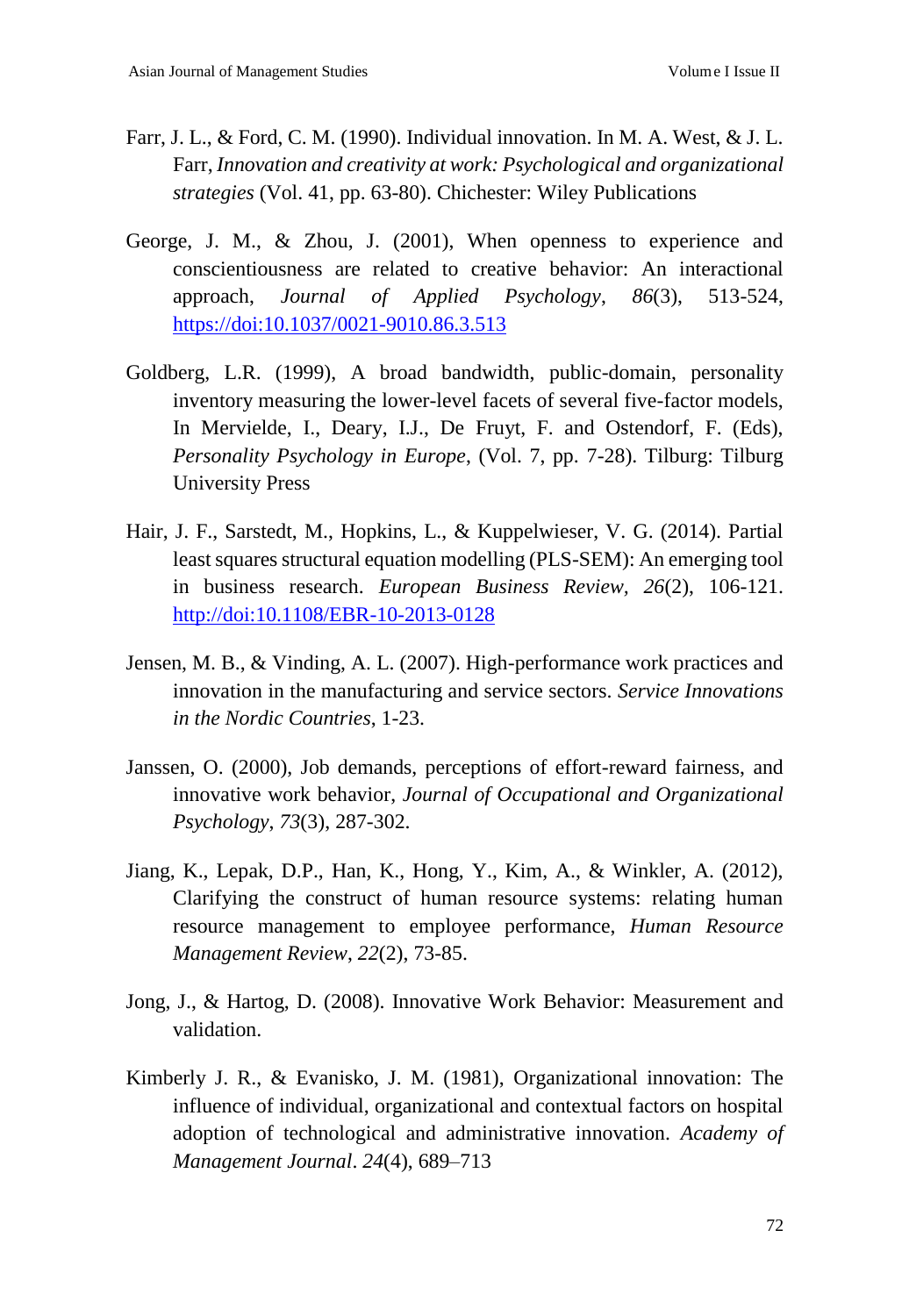Farr, J. L., & Ford, C. M. (1990). Individual innovation. In M. A. West, & J. L. Farr, *Innovation and creativity at work: Psychological and organizational strategies* (Vol. 41, pp. 63-80). Chichester: Wiley Publications

George, J. M., & Zhou, J. (2001), When openness to experience and conscientiousness are related to creative behavior: An interactional approach, *Journal of Applied Psychology*, *86*(3), 513-524, https://doi:10.1037/0021-9010.86.3.513

Goldberg, L.R. (1999), A broad bandwidth, public-domain, personality inventory measuring the lower-level facets of several five-factor models, In Mervielde, I., Deary, I.J., De Fruyt, F. and Ostendorf, F. (Eds), *Personality Psychology in Europe*, (Vol. 7, pp. 7-28). Tilburg: Tilburg University Press

Hair, J. F., Sarstedt, M., Hopkins, L., & Kuppelwieser, V. G. (2014). Partial least squares structural equation modelling (PLS-SEM): An emerging tool in business research. *European Business Review*, *26*(2), 106-121. http://doi:10.1108/EBR-10-2013-0128

Jensen, M. B., & Vinding, A. L. (2007). High-performance work practices and innovation in the manufacturing and service sectors. *Service Innovations in the Nordic Countries*, 1-23.

Janssen, O. (2000), Job demands, perceptions of effort-reward fairness, and innovative work behavior, *Journal of Occupational and Organizational Psychology*, *73*(3), 287-302.

Jiang, K., Lepak, D.P., Han, K., Hong, Y., Kim, A., & Winkler, A. (2012), Clarifying the construct of human resource systems: relating human resource management to employee performance, *Human Resource Management Review*, *22*(2), 73-85.

Jong, J., & Hartog, D. (2008). Innovative Work Behavior: Measurement and validation.

Kimberly J. R., & Evanisko, J. M. (1981), Organizational innovation: The influence of individual, organizational and contextual factors on hospital adoption of technological and administrative innovation. *Academy of Management Journal*. *24*(4), 689–713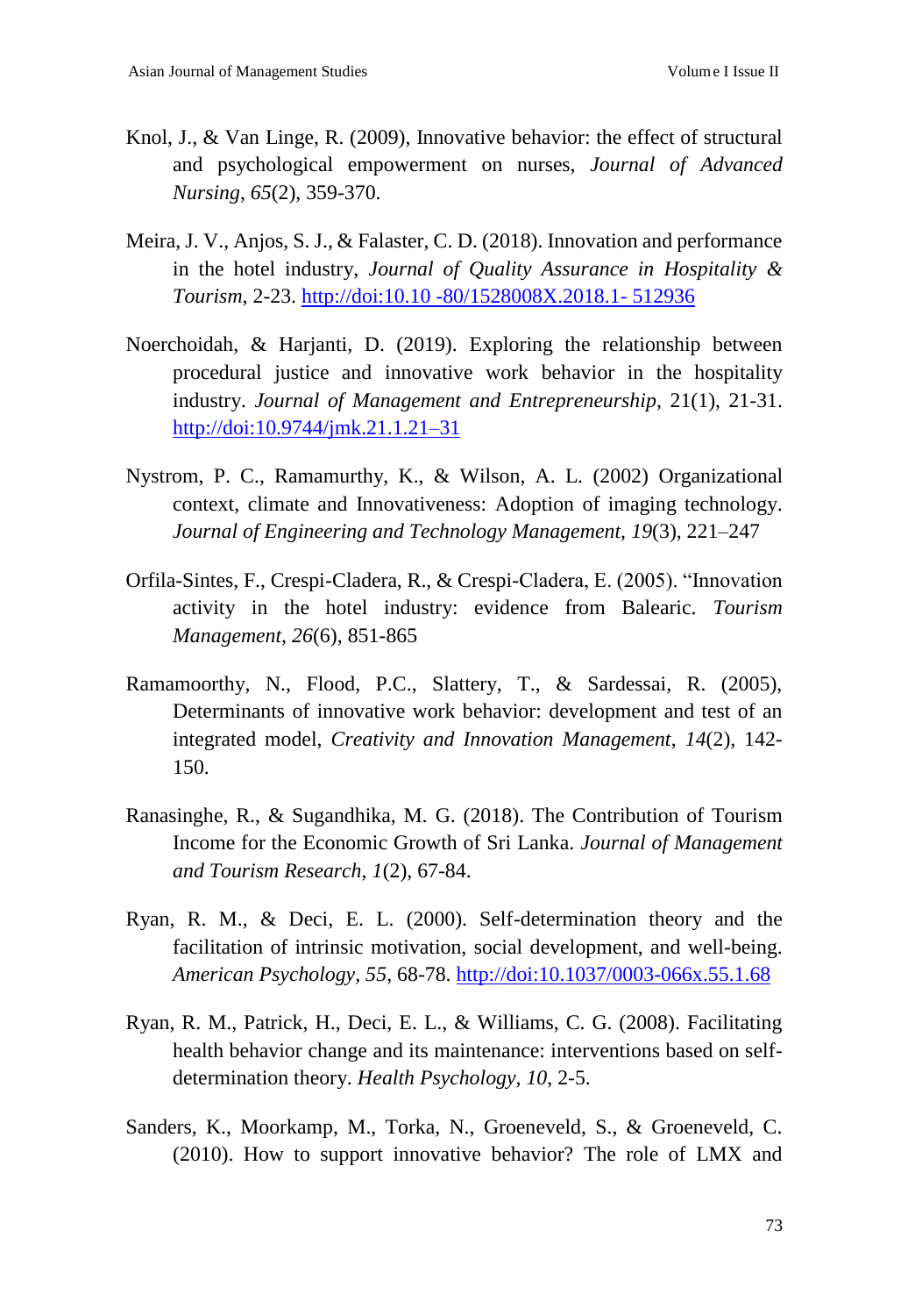Knol, J., & Van Linge, R. (2009), Innovative behavior: the effect of structural and psychological empowerment on nurses, *Journal of Advanced Nursing*, *65*(2), 359-370.

Meira, J. V., Anjos, S. J., & Falaster, C. D. (2018). Innovation and performance in the hotel industry, *Journal of Quality Assurance in Hospitality & Tourism*, 2-23. http://doi:10.10 -80/1528008X.2018.1- 512936

Noerchoidah, & Harjanti, D. (2019). Exploring the relationship between procedural justice and innovative work behavior in the hospitality industry. *Journal of Management and Entrepreneurship*, 21(1), 21-31. http://doi:10.9744/jmk.21.1.21–31

Nystrom, P. C., Ramamurthy, K., & Wilson, A. L. (2002) Organizational context, climate and Innovativeness: Adoption of imaging technology. *Journal of Engineering and Technology Management, 19*(3), 221–247

Orfila-Sintes, F., Crespi-Cladera, R., & Crespi-Cladera, E. (2005). "Innovation activity in the hotel industry: evidence from Balearic. *Tourism Management, 26*(6), 851-865

Ramamoorthy, N., Flood, P.C., Slattery, T., & Sardessai, R. (2005), Determinants of innovative work behavior: development and test of an integrated model, *Creativity and Innovation Management*, *14*(2), 142-150.

Ranasinghe, R., & Sugandhika, M. G. (2018). The Contribution of Tourism Income for the Economic Growth of Sri Lanka. *Journal of Management and Tourism Research, 1*(2), 67-84.

Ryan, R. M., & Deci, E. L. (2000). Self-determination theory and the facilitation of intrinsic motivation, social development, and well-being. *American Psychology*, *55*, 68-78. http://doi:10.1037/0003-066x.55.1.68

Ryan, R. M., Patrick, H., Deci, E. L., & Williams, C. G. (2008). Facilitating health behavior change and its maintenance: interventions based on self-determination theory. *Health Psychology*, *10*, 2-5.

Sanders, K., Moorkamp, M., Torka, N., Groeneveld, S., & Groeneveld, C. (2010). How to support innovative behavior? The role of LMX and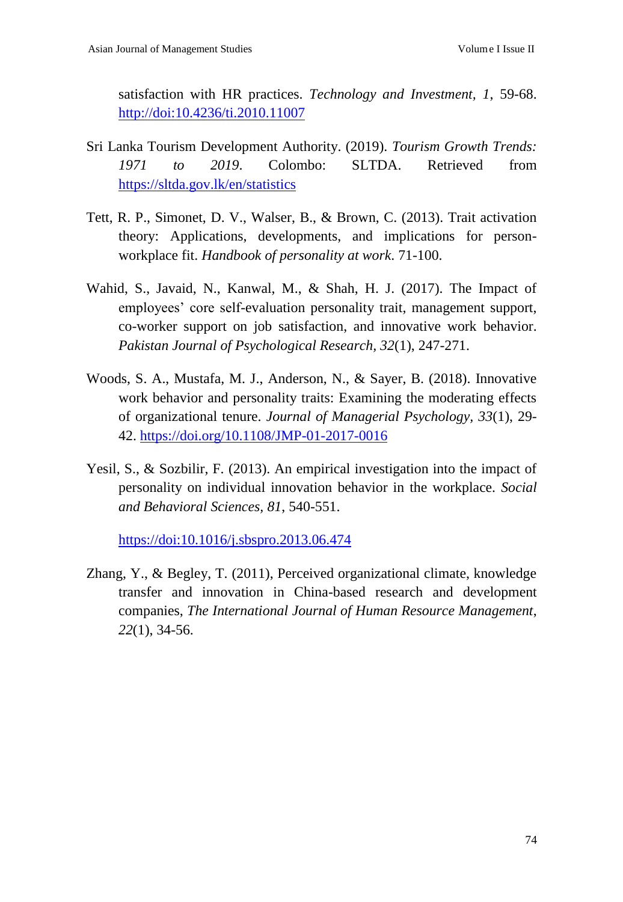satisfaction with HR practices. *Technology and Investment, 1*, 59-68. http://doi:10.4236/ti.2010.11007

Sri Lanka Tourism Development Authority. (2019). *Tourism Growth Trends: 1971 to 2019*. Colombo: SLTDA. Retrieved from https://sltda.gov.lk/en/statistics

Tett, R. P., Simonet, D. V., Walser, B., & Brown, C. (2013). Trait activation theory: Applications, developments, and implications for person-workplace fit. *Handbook of personality at work*. 71-100.

Wahid, S., Javaid, N., Kanwal, M., & Shah, H. J. (2017). The Impact of employees' core self-evaluation personality trait, management support, co-worker support on job satisfaction, and innovative work behavior. *Pakistan Journal of Psychological Research*, *32*(1), 247-271.

Woods, S. A., Mustafa, M. J., Anderson, N., & Sayer, B. (2018). Innovative work behavior and personality traits: Examining the moderating effects of organizational tenure. *Journal of Managerial Psychology*, *33*(1), 29-42. https://doi.org/10.1108/JMP-01-2017-0016

Yesil, S., & Sozbilir, F. (2013). An empirical investigation into the impact of personality on individual innovation behavior in the workplace. *Social and Behavioral Sciences, 81*, 540-551.

https://doi:10.1016/j.sbspro.2013.06.474

Zhang, Y., & Begley, T. (2011), Perceived organizational climate, knowledge transfer and innovation in China-based research and development companies, *The International Journal of Human Resource Management*, *22*(1), 34-56.